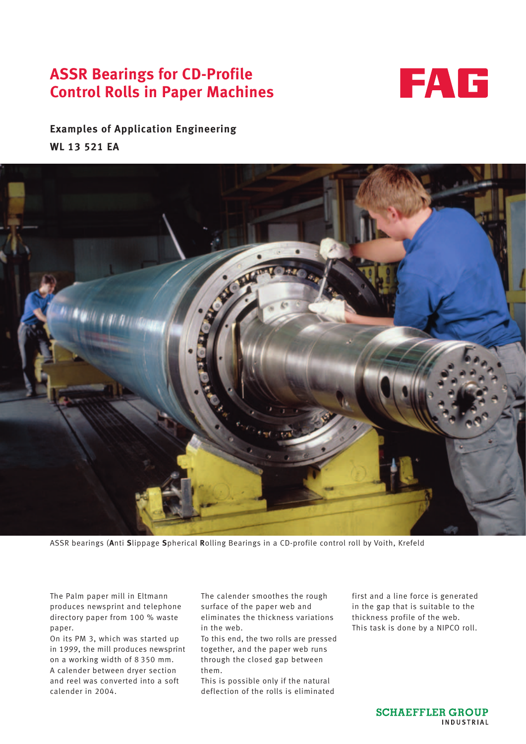# ASSR Bearings for CD-Profile Control Rolls in Paper Machines

FAG

**Examples of Application Engineering**

**WL 13 521 EA**

ASSR bearings (**A**nti **S**lippage **S**pherical **R**olling Bearings in a CD-profile control roll by Voith, Krefeld

The Palm paper mill in Eltmann produces newsprint and telephone directory paper from 100 % waste paper.
On its PM 3, which was started up in 1999, the mill produces newsprint on a working width of 8 350 mm.
A calender between dryer section and reel was converted into a soft calender in 2004.
The calender smoothes the rough surface of the paper web and eliminates the thickness variations in the web.
To this end, the two rolls are pressed together, and the paper web runs through the closed gap between them.
This is possible only if the natural deflection of the rolls is eliminated first and a line force is generated in the gap that is suitable to the thickness profile of the web.
This task is done by a NIPCO roll.

SCHAEFFLER GROUP INDUSTRIAL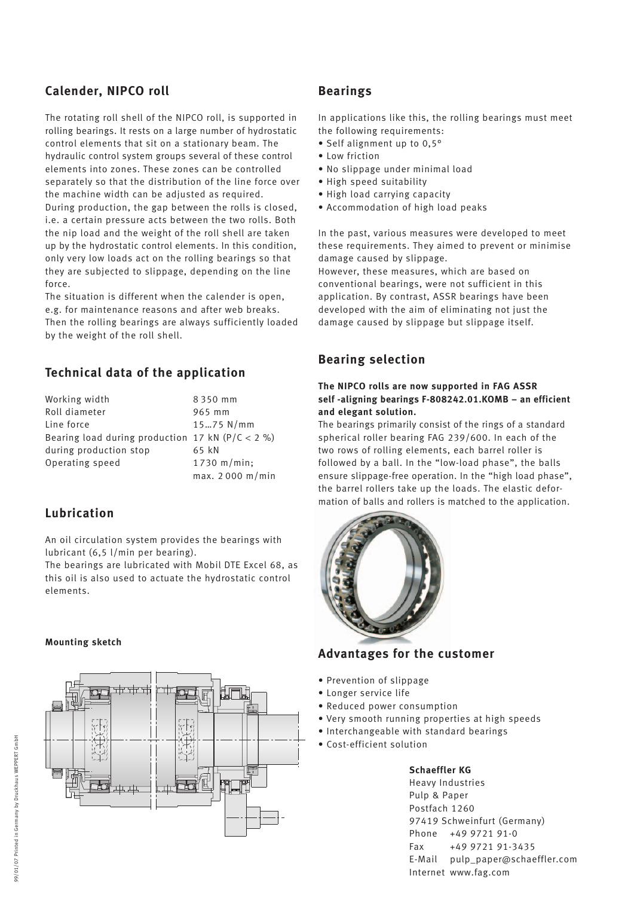## Calender, NIPCO roll

The rotating roll shell of the NIPCO roll, is supported in rolling bearings. It rests on a large number of hydrostatic control elements that sit on a stationary beam. The hydraulic control system groups several of these control elements into zones. These zones can be controlled separately so that the distribution of the line force over the machine width can be adjusted as required.
During production, the gap between the rolls is closed, i.e. a certain pressure acts between the two rolls. Both the nip load and the weight of the roll shell are taken up by the hydrostatic control elements. In this condition, only very low loads act on the rolling bearings so that they are subjected to slippage, depending on the line force.
The situation is different when the calender is open, e.g. for maintenance reasons and after web breaks. Then the rolling bearings are always sufficiently loaded by the weight of the roll shell.

## Technical data of the application

| | |
|---|---|
| Working width | 8 350 mm |
| Roll diameter | 965 mm |
| Line force | 15…75 N/mm |
| Bearing load during production | 17 kN (P/C < 2 %) |
| during production stop | 65 kN |
| Operating speed | 1730 m/min; max. 2 000 m/min |

## Lubrication

An oil circulation system provides the bearings with lubricant (6,5 l/min per bearing).
The bearings are lubricated with Mobil DTE Excel 68, as this oil is also used to actuate the hydrostatic control elements.

**Mounting sketch**

## Bearings

In applications like this, the rolling bearings must meet the following requirements:

- Self alignment up to 0,5°
- Low friction
- No slippage under minimal load
- High speed suitability
- High load carrying capacity
- Accommodation of high load peaks

In the past, various measures were developed to meet these requirements. They aimed to prevent or minimise damage caused by slippage.
However, these measures, which are based on conventional bearings, were not sufficient in this application. By contrast, ASSR bearings have been developed with the aim of eliminating not just the damage caused by slippage but slippage itself.

## Bearing selection

**The NIPCO rolls are now supported in FAG ASSR self -aligning bearings F-808242.01.KOMB – an efficient and elegant solution.**
The bearings primarily consist of the rings of a standard spherical roller bearing FAG 239/600. In each of the two rows of rolling elements, each barrel roller is followed by a ball. In the "low-load phase", the balls ensure slippage-free operation. In the "high load phase", the barrel rollers take up the loads. The elastic deformation of balls and rollers is matched to the application.

## Advantages for the customer

- Prevention of slippage
- Longer service life
- Reduced power consumption
- Very smooth running properties at high speeds
- Interchangeable with standard bearings
- Cost-efficient solution

**Schaeffler KG**
Heavy Industries
Pulp & Paper
Postfach 1260
97419 Schweinfurt (Germany)
Phone +49 9721 91-0
Fax +49 9721 91-3435
E-Mail pulp_paper@schaeffler.com
Internet www.fag.com

99/01/07 Printed in Germany by Druckhaus WEPPERT GmbH